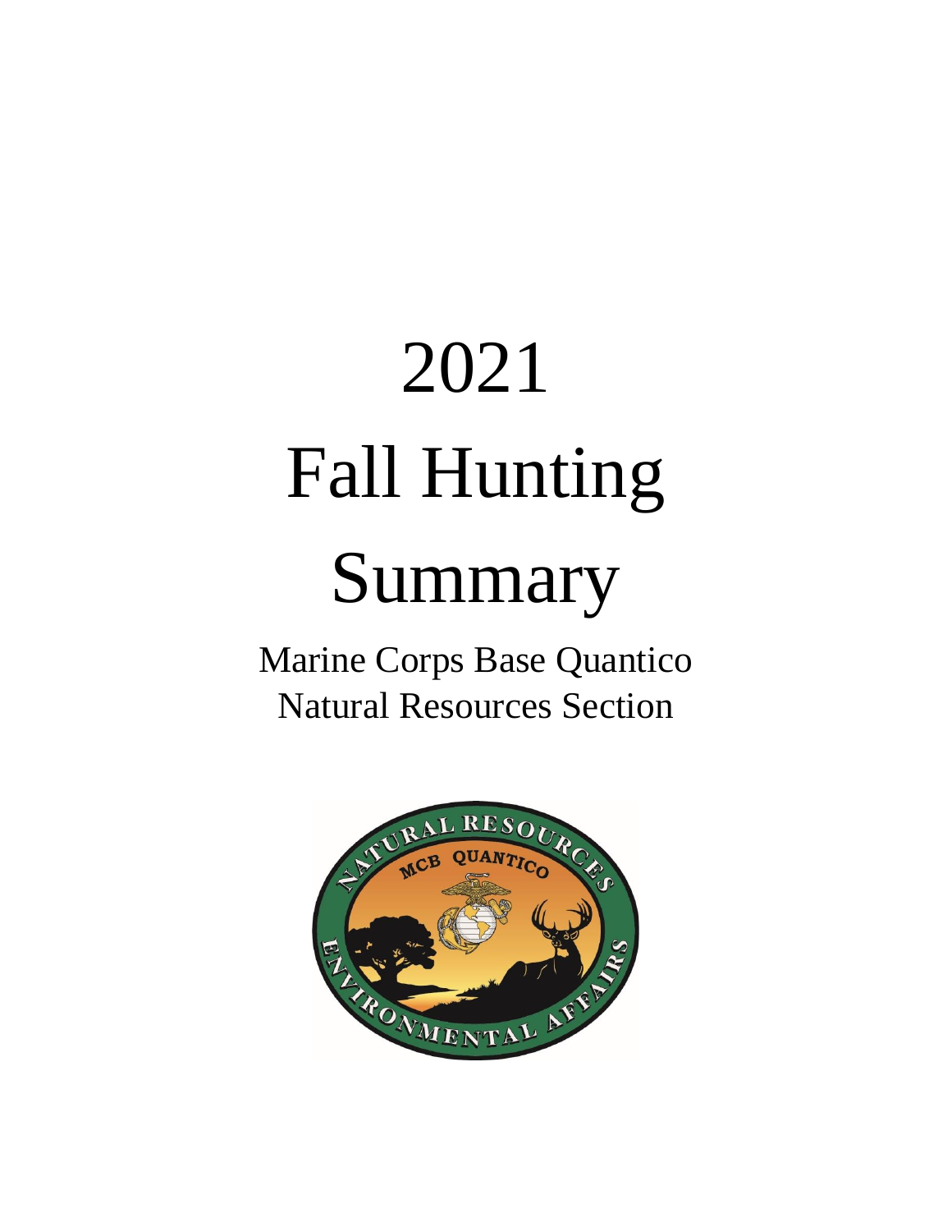# 2021 Fall Hunting Summary

Marine Corps Base Quantico
Natural Resources Section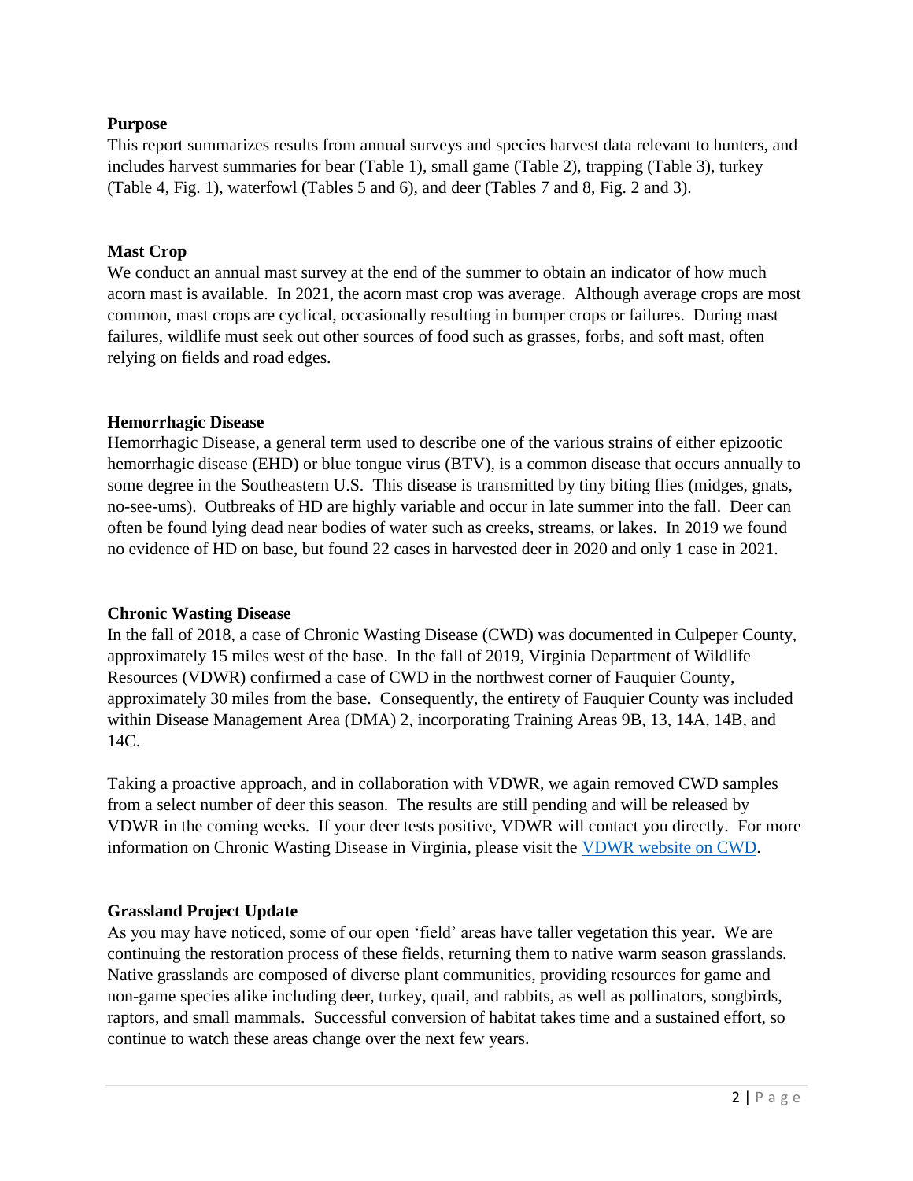**Purpose**

This report summarizes results from annual surveys and species harvest data relevant to hunters, and includes harvest summaries for bear (Table 1), small game (Table 2), trapping (Table 3), turkey (Table 4, Fig. 1), waterfowl (Tables 5 and 6), and deer (Tables 7 and 8, Fig. 2 and 3).

**Mast Crop**

We conduct an annual mast survey at the end of the summer to obtain an indicator of how much acorn mast is available. In 2021, the acorn mast crop was average. Although average crops are most common, mast crops are cyclical, occasionally resulting in bumper crops or failures. During mast failures, wildlife must seek out other sources of food such as grasses, forbs, and soft mast, often relying on fields and road edges.

**Hemorrhagic Disease**

Hemorrhagic Disease, a general term used to describe one of the various strains of either epizootic hemorrhagic disease (EHD) or blue tongue virus (BTV), is a common disease that occurs annually to some degree in the Southeastern U.S. This disease is transmitted by tiny biting flies (midges, gnats, no-see-ums). Outbreaks of HD are highly variable and occur in late summer into the fall. Deer can often be found lying dead near bodies of water such as creeks, streams, or lakes. In 2019 we found no evidence of HD on base, but found 22 cases in harvested deer in 2020 and only 1 case in 2021.

**Chronic Wasting Disease**

In the fall of 2018, a case of Chronic Wasting Disease (CWD) was documented in Culpeper County, approximately 15 miles west of the base. In the fall of 2019, Virginia Department of Wildlife Resources (VDWR) confirmed a case of CWD in the northwest corner of Fauquier County, approximately 30 miles from the base. Consequently, the entirety of Fauquier County was included within Disease Management Area (DMA) 2, incorporating Training Areas 9B, 13, 14A, 14B, and 14C.

Taking a proactive approach, and in collaboration with VDWR, we again removed CWD samples from a select number of deer this season. The results are still pending and will be released by VDWR in the coming weeks. If your deer tests positive, VDWR will contact you directly. For more information on Chronic Wasting Disease in Virginia, please visit the VDWR website on CWD.

**Grassland Project Update**

As you may have noticed, some of our open 'field' areas have taller vegetation this year. We are continuing the restoration process of these fields, returning them to native warm season grasslands. Native grasslands are composed of diverse plant communities, providing resources for game and non-game species alike including deer, turkey, quail, and rabbits, as well as pollinators, songbirds, raptors, and small mammals. Successful conversion of habitat takes time and a sustained effort, so continue to watch these areas change over the next few years.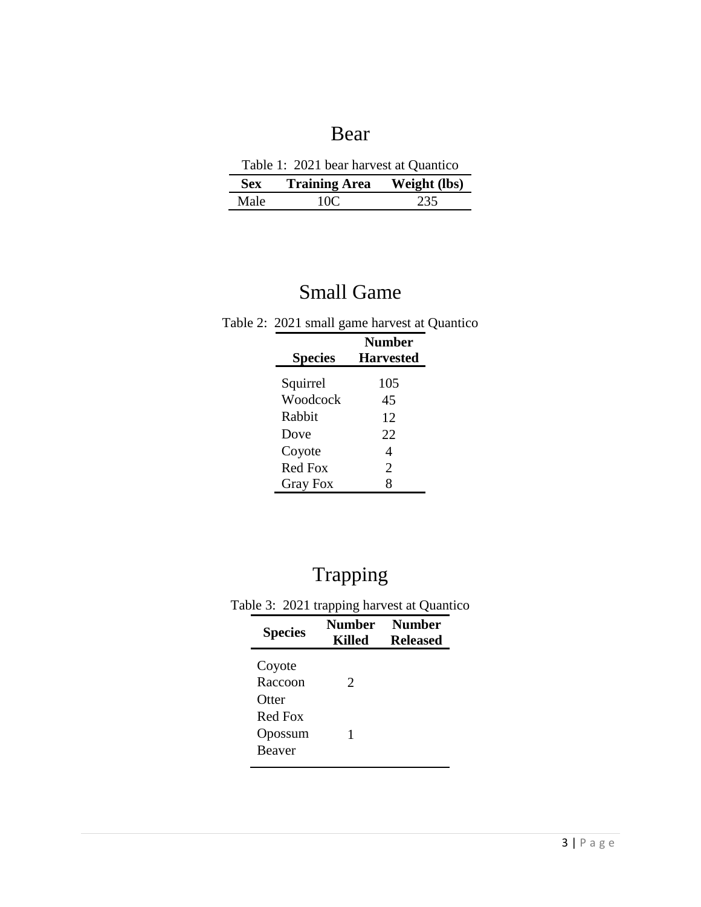# Bear

Table 1: 2021 bear harvest at Quantico

| Sex | Training Area | Weight (lbs) |
|---|---|---|
| Male | 10C | 235 |

# Small Game

Table 2: 2021 small game harvest at Quantico

| Species | Number Harvested |
|---|---|
| Squirrel | 105 |
| Woodcock | 45 |
| Rabbit | 12 |
| Dove | 22 |
| Coyote | 4 |
| Red Fox | 2 |
| Gray Fox | 8 |

# Trapping

Table 3: 2021 trapping harvest at Quantico

| Species | Number Killed | Number Released |
|---|---|---|
| Coyote | | |
| Raccoon | 2 | |
| Otter | | |
| Red Fox | | |
| Opossum | 1 | |
| Beaver | | |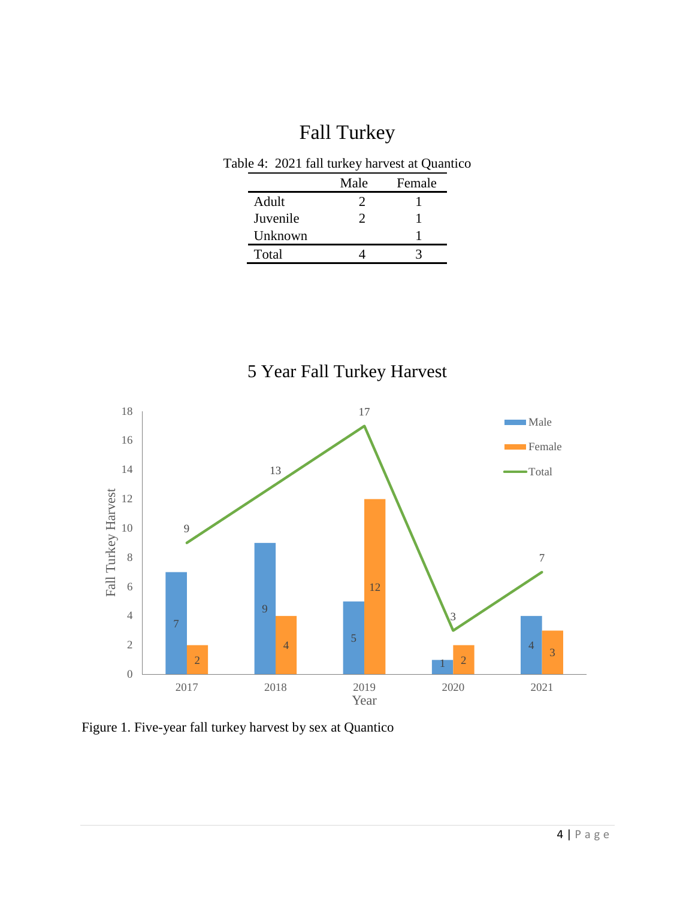# Fall Turkey

Table 4: 2021 fall turkey harvest at Quantico

| | Male | Female |
|---|---|---|
| Adult | 2 | 1 |
| Juvenile | 2 | 1 |
| Unknown | | 1 |
| Total | 4 | 3 |

Figure 1. Five-year fall turkey harvest by sex at Quantico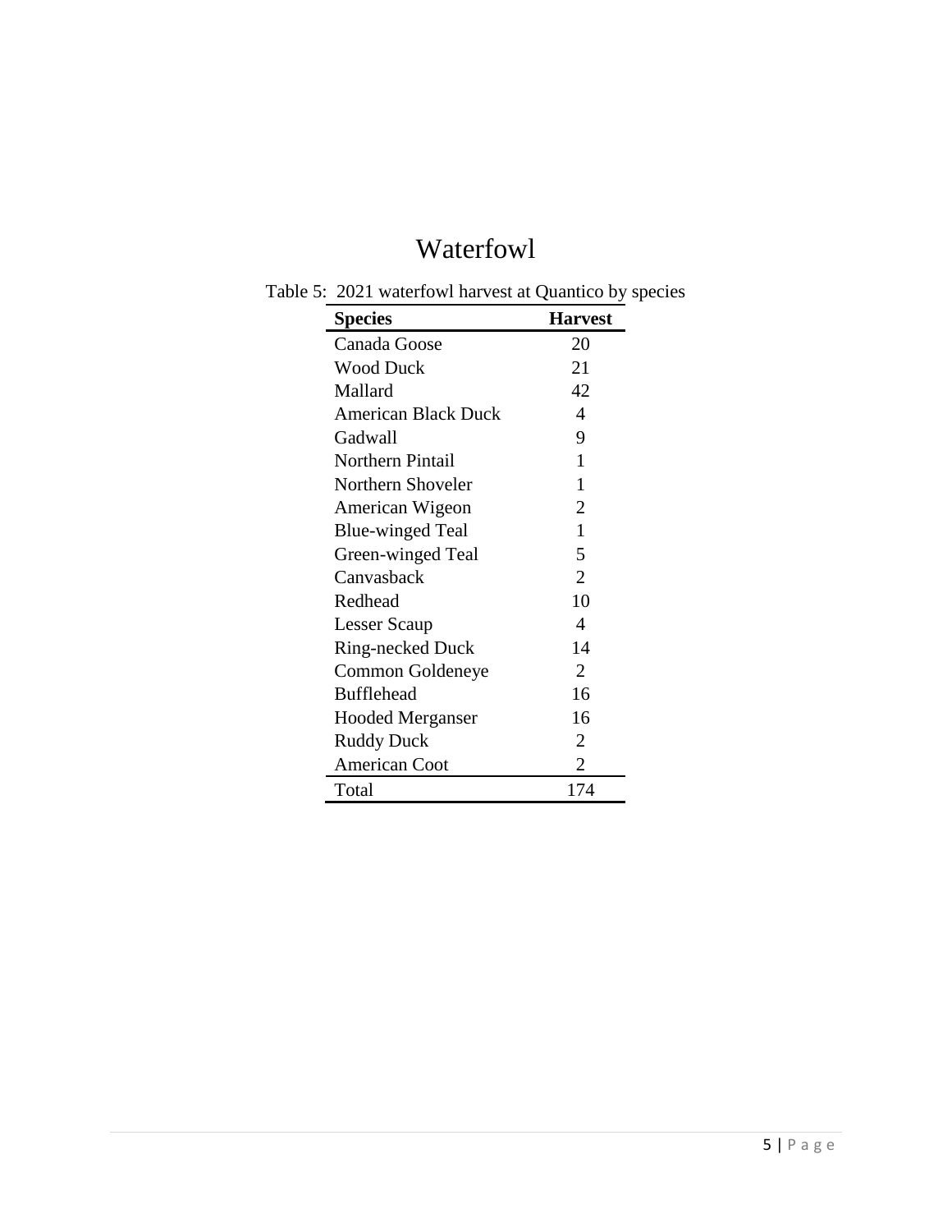# Waterfowl

Table 5: 2021 waterfowl harvest at Quantico by species

| Species | Harvest |
|---|---|
| Canada Goose | 20 |
| Wood Duck | 21 |
| Mallard | 42 |
| American Black Duck | 4 |
| Gadwall | 9 |
| Northern Pintail | 1 |
| Northern Shoveler | 1 |
| American Wigeon | 2 |
| Blue-winged Teal | 1 |
| Green-winged Teal | 5 |
| Canvasback | 2 |
| Redhead | 10 |
| Lesser Scaup | 4 |
| Ring-necked Duck | 14 |
| Common Goldeneye | 2 |
| Bufflehead | 16 |
| Hooded Merganser | 16 |
| Ruddy Duck | 2 |
| American Coot | 2 |
| Total | 174 |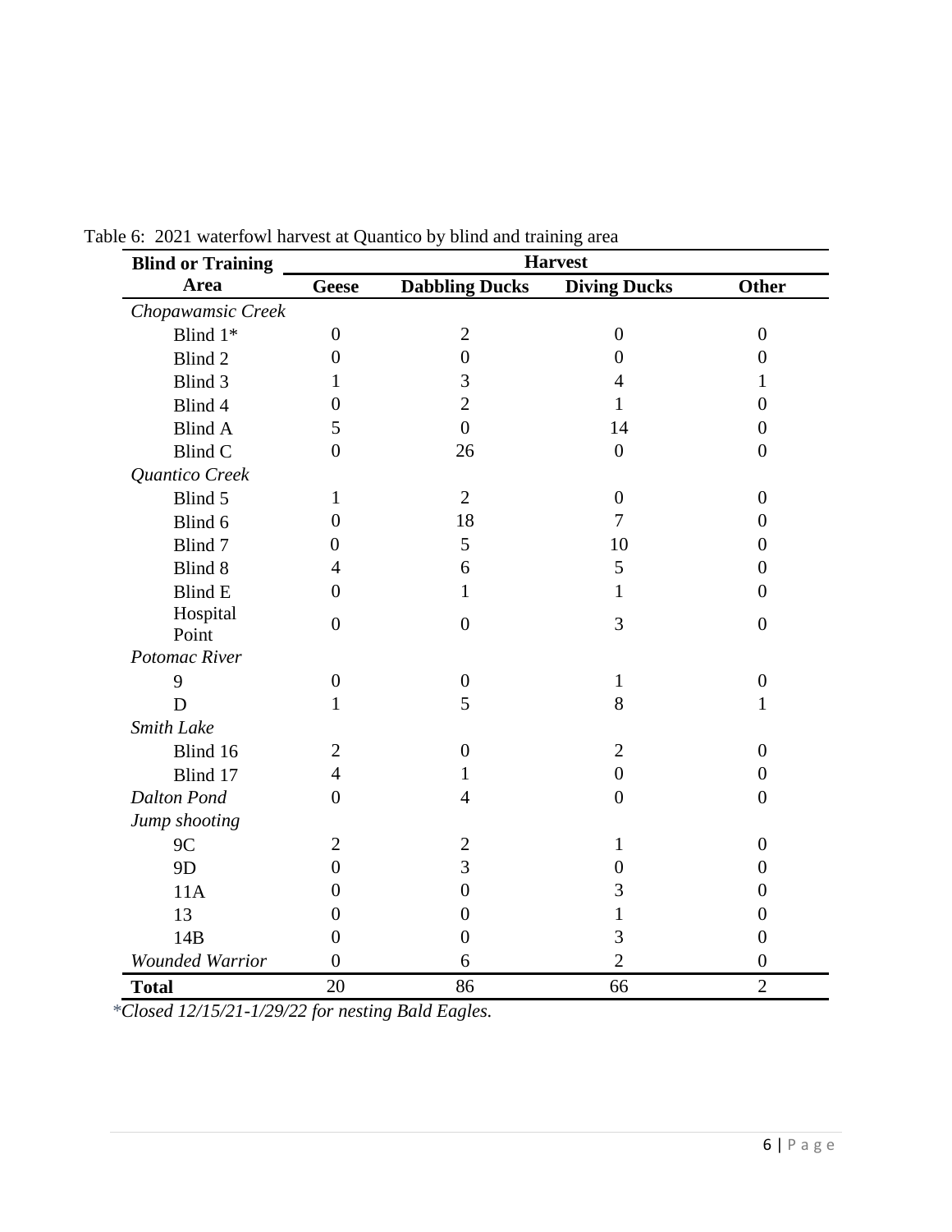Table 6: 2021 waterfowl harvest at Quantico by blind and training area

| Blind or Training Area | Harvest | | | |
|---|---|---|---|---|
| | Geese | Dabbling Ducks | Diving Ducks | Other |
| *Chopawamsic Creek* | | | | |
| Blind 1* | 0 | 2 | 0 | 0 |
| Blind 2 | 0 | 0 | 0 | 0 |
| Blind 3 | 1 | 3 | 4 | 1 |
| Blind 4 | 0 | 2 | 1 | 0 |
| Blind A | 5 | 0 | 14 | 0 |
| Blind C | 0 | 26 | 0 | 0 |
| *Quantico Creek* | | | | |
| Blind 5 | 1 | 2 | 0 | 0 |
| Blind 6 | 0 | 18 | 7 | 0 |
| Blind 7 | 0 | 5 | 10 | 0 |
| Blind 8 | 4 | 6 | 5 | 0 |
| Blind E | 0 | 1 | 1 | 0 |
| Hospital Point | 0 | 0 | 3 | 0 |
| *Potomac River* | | | | |
| 9 | 0 | 0 | 1 | 0 |
| D | 1 | 5 | 8 | 1 |
| *Smith Lake* | | | | |
| Blind 16 | 2 | 0 | 2 | 0 |
| Blind 17 | 4 | 1 | 0 | 0 |
| *Dalton Pond* | 0 | 4 | 0 | 0 |
| *Jump shooting* | | | | |
| 9C | 2 | 2 | 1 | 0 |
| 9D | 0 | 3 | 0 | 0 |
| 11A | 0 | 0 | 3 | 0 |
| 13 | 0 | 0 | 1 | 0 |
| 14B | 0 | 0 | 3 | 0 |
| *Wounded Warrior* | 0 | 6 | 2 | 0 |
| **Total** | 20 | 86 | 66 | 2 |

*Closed 12/15/21-1/29/22 for nesting Bald Eagles.*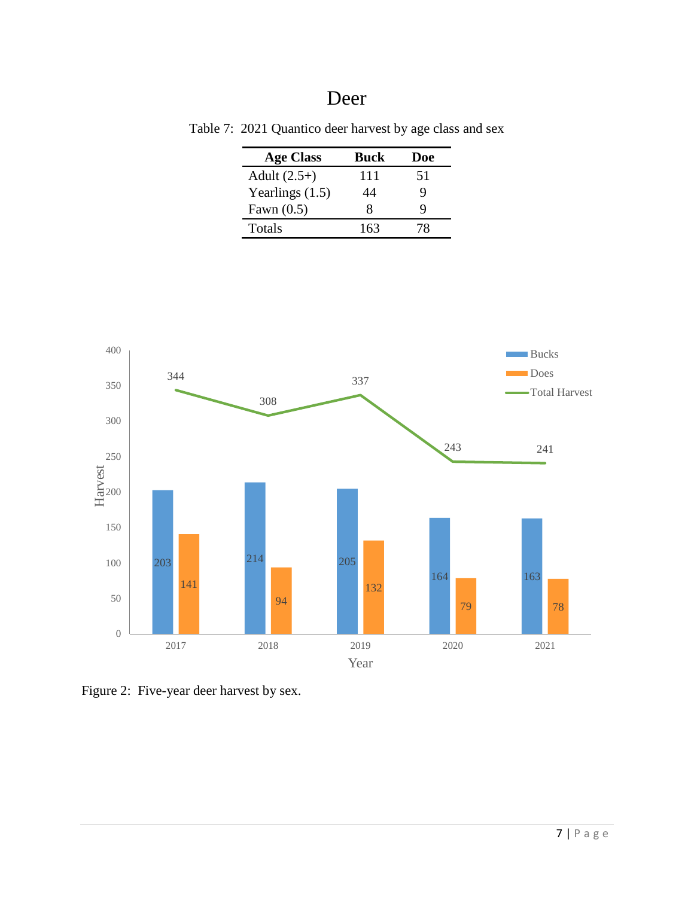# Deer

Table 7: 2021 Quantico deer harvest by age class and sex

| Age Class | Buck | Doe |
|---|---|---|
| Adult (2.5+) | 111 | 51 |
| Yearlings (1.5) | 44 | 9 |
| Fawn (0.5) | 8 | 9 |
| Totals | 163 | 78 |

Figure 2: Five-year deer harvest by sex.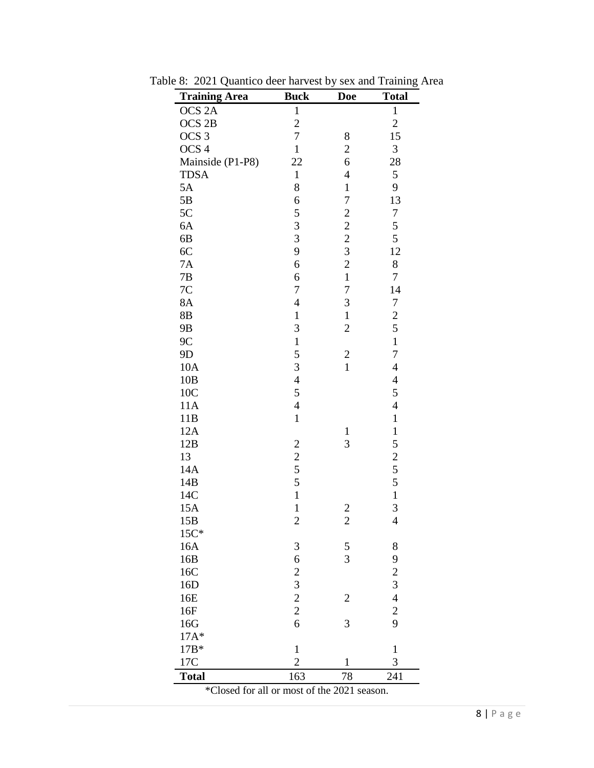Table 8: 2021 Quantico deer harvest by sex and Training Area

| Training Area | Buck | Doe | Total |
|---|---|---|---|
| OCS 2A | 1 | | 1 |
| OCS 2B | 2 | | 2 |
| OCS 3 | 7 | 8 | 15 |
| OCS 4 | 1 | 2 | 3 |
| Mainside (P1-P8) | 22 | 6 | 28 |
| TDSA | 1 | 4 | 5 |
| 5A | 8 | 1 | 9 |
| 5B | 6 | 7 | 13 |
| 5C | 5 | 2 | 7 |
| 6A | 3 | 2 | 5 |
| 6B | 3 | 2 | 5 |
| 6C | 9 | 3 | 12 |
| 7A | 6 | 2 | 8 |
| 7B | 6 | 1 | 7 |
| 7C | 7 | 7 | 14 |
| 8A | 4 | 3 | 7 |
| 8B | 1 | 1 | 2 |
| 9B | 3 | 2 | 5 |
| 9C | 1 | | 1 |
| 9D | 5 | 2 | 7 |
| 10A | 3 | 1 | 4 |
| 10B | 4 | | 4 |
| 10C | 5 | | 5 |
| 11A | 4 | | 4 |
| 11B | 1 | | 1 |
| 12A | | 1 | 1 |
| 12B | 2 | 3 | 5 |
| 13 | 2 | | 2 |
| 14A | 5 | | 5 |
| 14B | 5 | | 5 |
| 14C | 1 | | 1 |
| 15A | 1 | 2 | 3 |
| 15B | 2 | 2 | 4 |
| 15C* | | | |
| 16A | 3 | 5 | 8 |
| 16B | 6 | 3 | 9 |
| 16C | 2 | | 2 |
| 16D | 3 | | 3 |
| 16E | 2 | 2 | 4 |
| 16F | 2 | | 2 |
| 16G | 6 | 3 | 9 |
| 17A* | | | |
| 17B* | 1 | | 1 |
| 17C | 2 | 1 | 3 |
| **Total** | 163 | 78 | 241 |

*Closed for all or most of the 2021 season.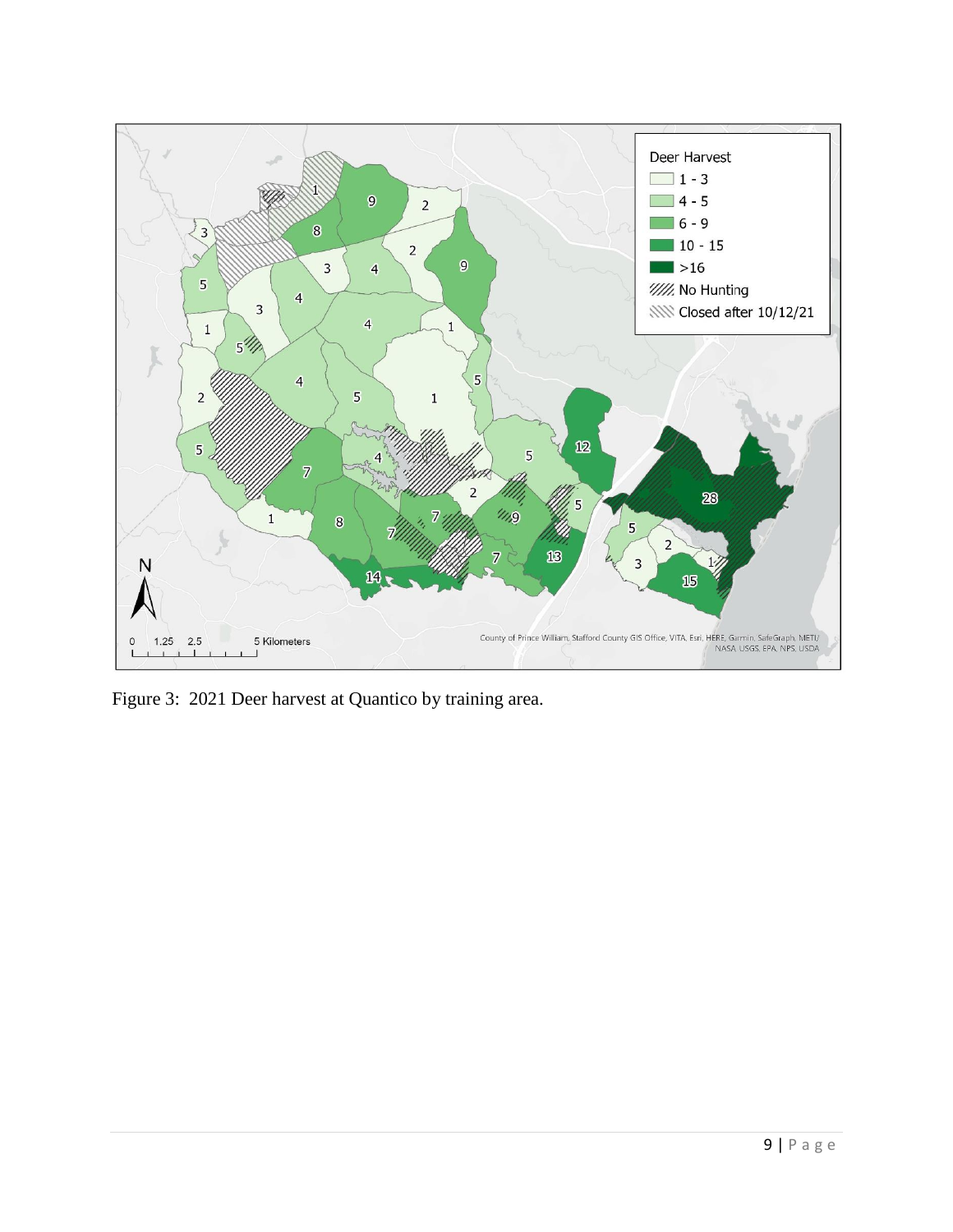Deer Harvest
1 - 3
4 - 5
6 - 9
10 - 15
>16
No Hunting
Closed after 10/12/21

1
9
2
3
8
2
9
3
4
5
3
4
4
1
1
5
5
4
5
1
2
12
5
4
7
5
2
28
5
1
8
7
7
9
5
2
7
13
1
3
14
15

N

0 1.25 2.5 5 Kilometers

County of Prince William, Stafford County GIS Office, VITA, Esri, HERE, Garmin, SafeGraph, METI/NASA, USGS, EPA, NPS, USDA

Figure 3: 2021 Deer harvest at Quantico by training area.